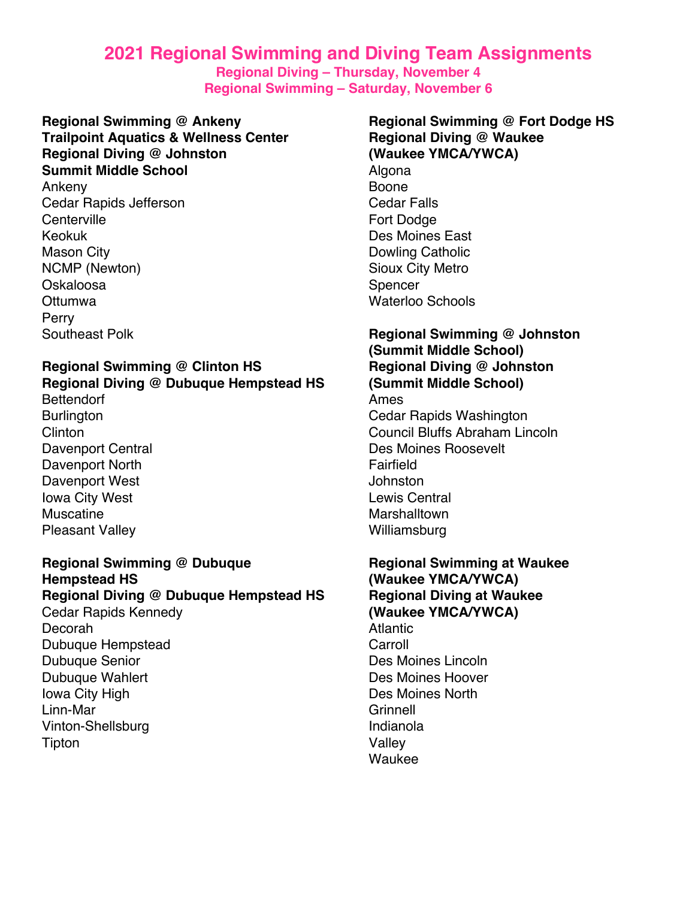# 2021 Regional Swimming and Diving Team Assignments

**Regional Diving – Thursday, November 4**
**Regional Swimming – Saturday, November 6**

**Regional Swimming @ Ankeny**
**Trailpoint Aquatics & Wellness Center**
**Regional Diving @ Johnston**
**Summit Middle School**

Ankeny
Cedar Rapids Jefferson
Centerville
Keokuk
Mason City
NCMP (Newton)
Oskaloosa
Ottumwa
Perry
Southeast Polk

**Regional Swimming @ Clinton HS**
**Regional Diving @ Dubuque Hempstead HS**

Bettendorf
Burlington
Clinton
Davenport Central
Davenport North
Davenport West
Iowa City West
Muscatine
Pleasant Valley

**Regional Swimming @ Dubuque Hempstead HS**
**Regional Diving @ Dubuque Hempstead HS**

Cedar Rapids Kennedy
Decorah
Dubuque Hempstead
Dubuque Senior
Dubuque Wahlert
Iowa City High
Linn-Mar
Vinton-Shellsburg
Tipton

**Regional Swimming @ Fort Dodge HS**
**Regional Diving @ Waukee**
**(Waukee YMCA/YWCA)**

Algona
Boone
Cedar Falls
Fort Dodge
Des Moines East
Dowling Catholic
Sioux City Metro
Spencer
Waterloo Schools

**Regional Swimming @ Johnston**
**(Summit Middle School)**
**Regional Diving @ Johnston**
**(Summit Middle School)**

Ames
Cedar Rapids Washington
Council Bluffs Abraham Lincoln
Des Moines Roosevelt
Fairfield
Johnston
Lewis Central
Marshalltown
Williamsburg

**Regional Swimming at Waukee**
**(Waukee YMCA/YWCA)**
**Regional Diving at Waukee**
**(Waukee YMCA/YWCA)**

Atlantic
Carroll
Des Moines Lincoln
Des Moines Hoover
Des Moines North
Grinnell
Indianola
Valley
Waukee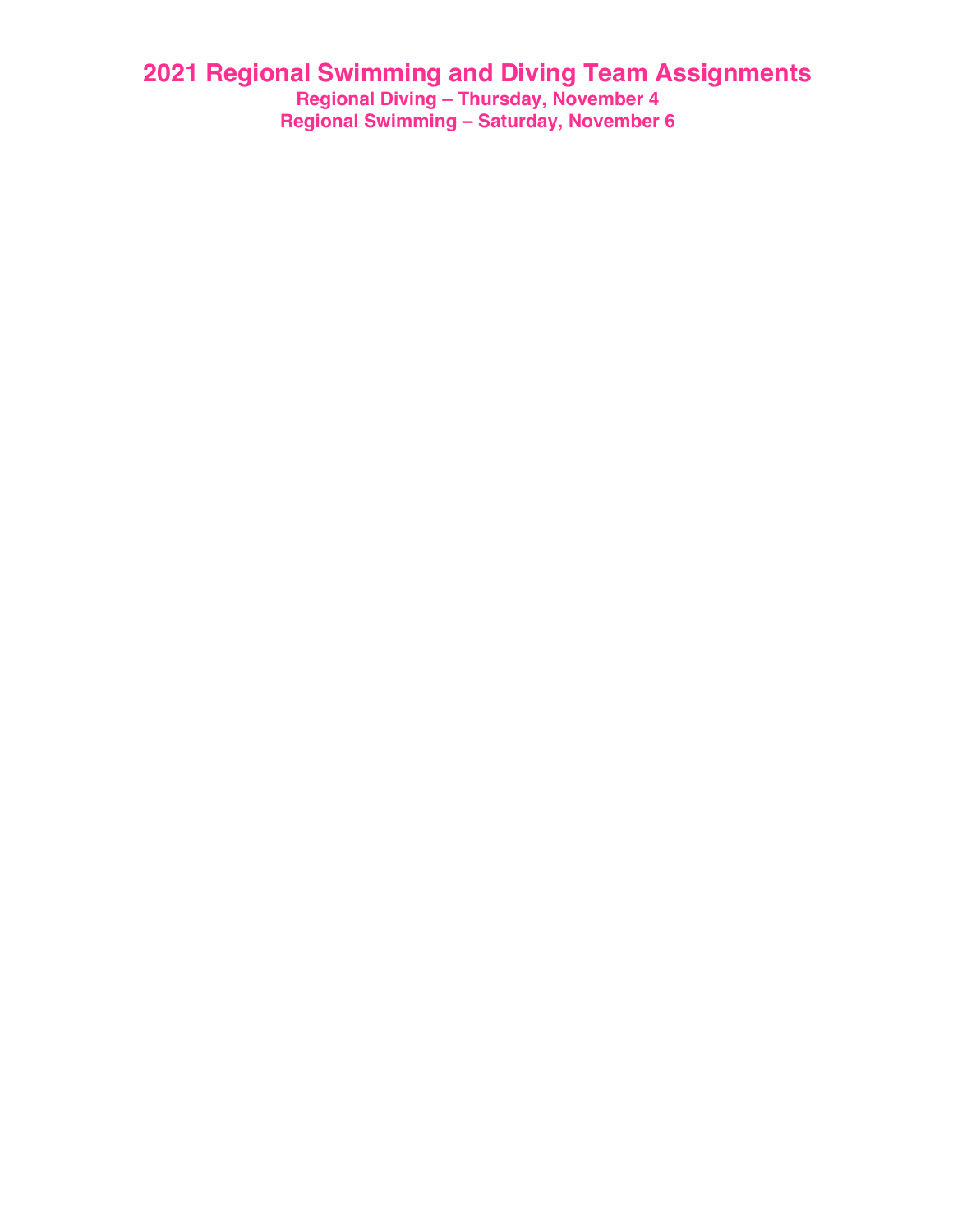# 2021 Regional Swimming and Diving Team Assignments

**Regional Diving – Thursday, November 4**

**Regional Swimming – Saturday, November 6**